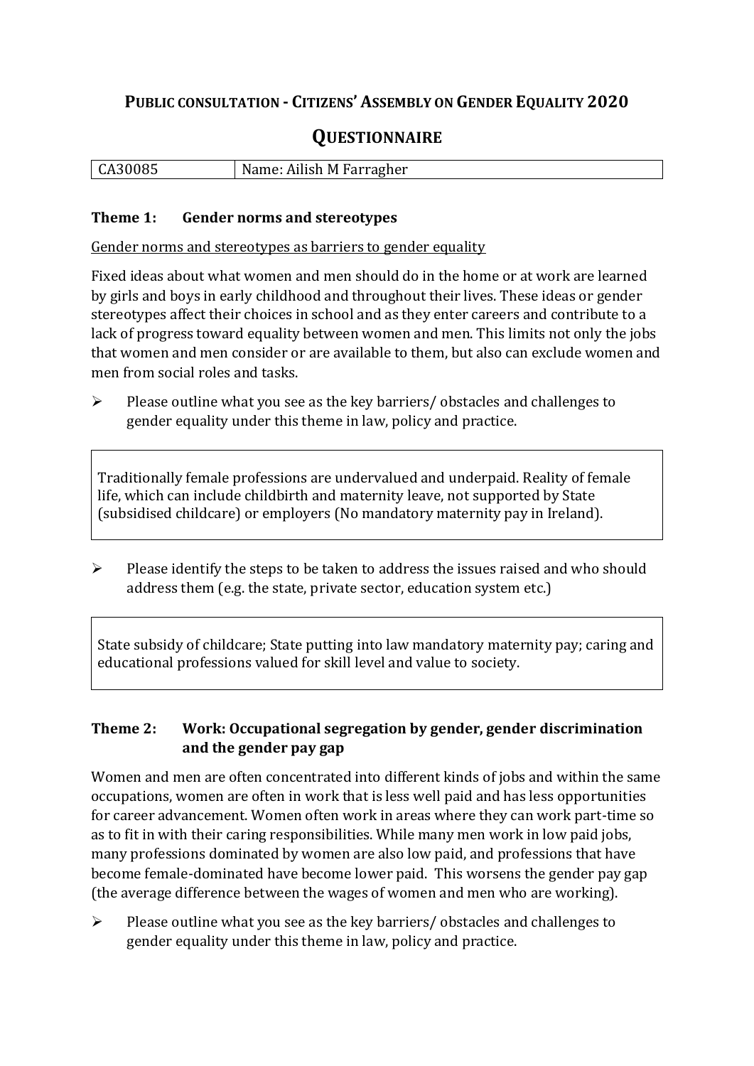# PUBLIC CONSULTATION - CITIZENS' ASSEMBLY ON GENDER EQUALITY 2020

## QUESTIONNAIRE

| CA30085 | Name: Ailish M Farragher |
|---|---|

### Theme 1: Gender norms and stereotypes

Gender norms and stereotypes as barriers to gender equality

Fixed ideas about what women and men should do in the home or at work are learned by girls and boys in early childhood and throughout their lives. These ideas or gender stereotypes affect their choices in school and as they enter careers and contribute to a lack of progress toward equality between women and men. This limits not only the jobs that women and men consider or are available to them, but also can exclude women and men from social roles and tasks.

- Please outline what you see as the key barriers/ obstacles and challenges to gender equality under this theme in law, policy and practice.

Traditionally female professions are undervalued and underpaid. Reality of female life, which can include childbirth and maternity leave, not supported by State (subsidised childcare) or employers (No mandatory maternity pay in Ireland).

- Please identify the steps to be taken to address the issues raised and who should address them (e.g. the state, private sector, education system etc.)

State subsidy of childcare; State putting into law mandatory maternity pay; caring and educational professions valued for skill level and value to society.

### Theme 2: Work: Occupational segregation by gender, gender discrimination and the gender pay gap

Women and men are often concentrated into different kinds of jobs and within the same occupations, women are often in work that is less well paid and has less opportunities for career advancement. Women often work in areas where they can work part-time so as to fit in with their caring responsibilities. While many men work in low paid jobs, many professions dominated by women are also low paid, and professions that have become female-dominated have become lower paid. This worsens the gender pay gap (the average difference between the wages of women and men who are working).

- Please outline what you see as the key barriers/ obstacles and challenges to gender equality under this theme in law, policy and practice.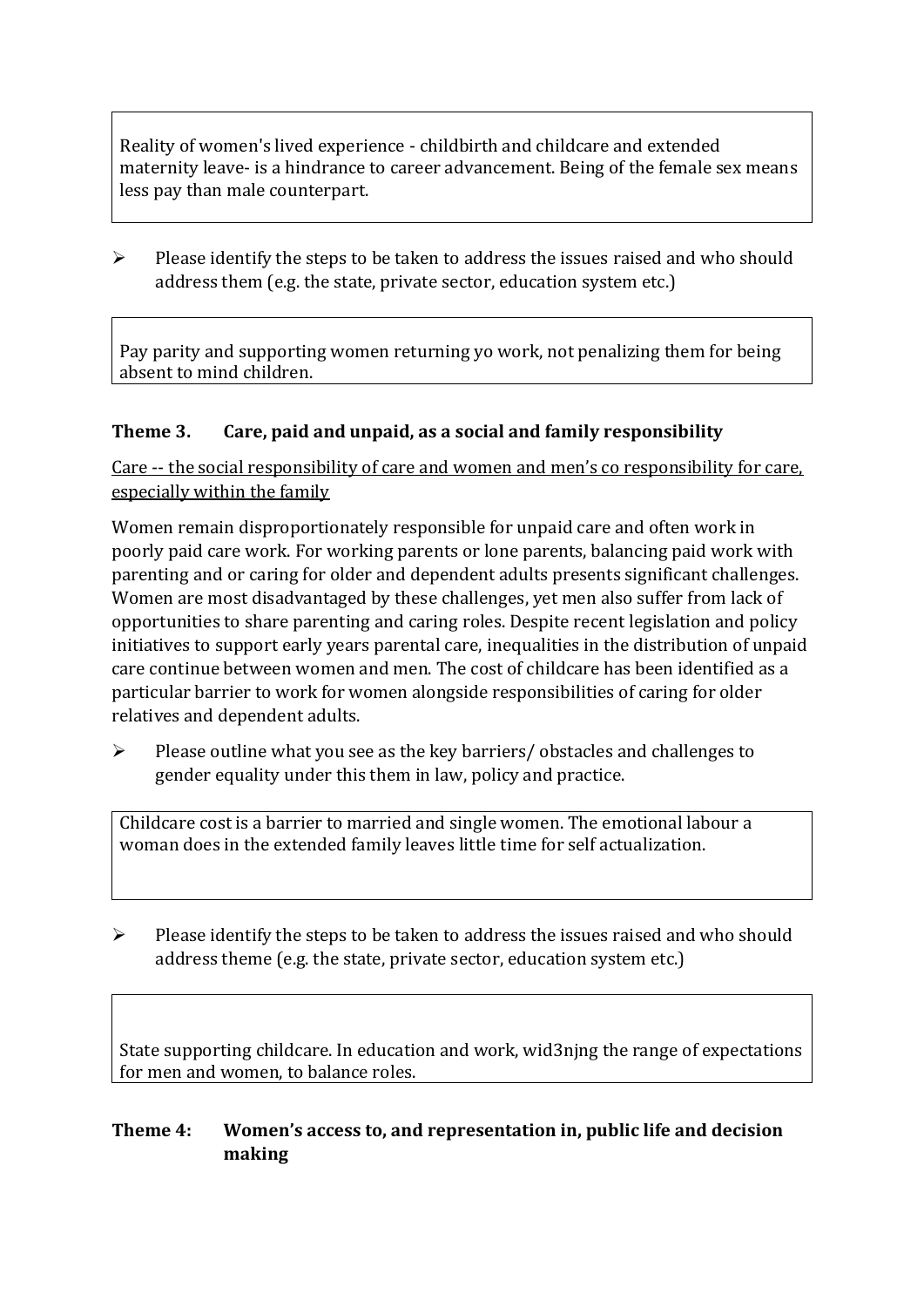Reality of women's lived experience - childbirth and childcare and extended maternity leave- is a hindrance to career advancement. Being of the female sex means less pay than male counterpart.

- Please identify the steps to be taken to address the issues raised and who should address them (e.g. the state, private sector, education system etc.)

Pay parity and supporting women returning yo work, not penalizing them for being absent to mind children.

### Theme 3. Care, paid and unpaid, as a social and family responsibility

Care -- the social responsibility of care and women and men's co responsibility for care, especially within the family

Women remain disproportionately responsible for unpaid care and often work in poorly paid care work. For working parents or lone parents, balancing paid work with parenting and or caring for older and dependent adults presents significant challenges. Women are most disadvantaged by these challenges, yet men also suffer from lack of opportunities to share parenting and caring roles. Despite recent legislation and policy initiatives to support early years parental care, inequalities in the distribution of unpaid care continue between women and men. The cost of childcare has been identified as a particular barrier to work for women alongside responsibilities of caring for older relatives and dependent adults.

- Please outline what you see as the key barriers/ obstacles and challenges to gender equality under this them in law, policy and practice.

Childcare cost is a barrier to married and single women. The emotional labour a woman does in the extended family leaves little time for self actualization.

- Please identify the steps to be taken to address the issues raised and who should address theme (e.g. the state, private sector, education system etc.)

State supporting childcare. In education and work, wid3njng the range of expectations for men and women, to balance roles.

### Theme 4: Women's access to, and representation in, public life and decision making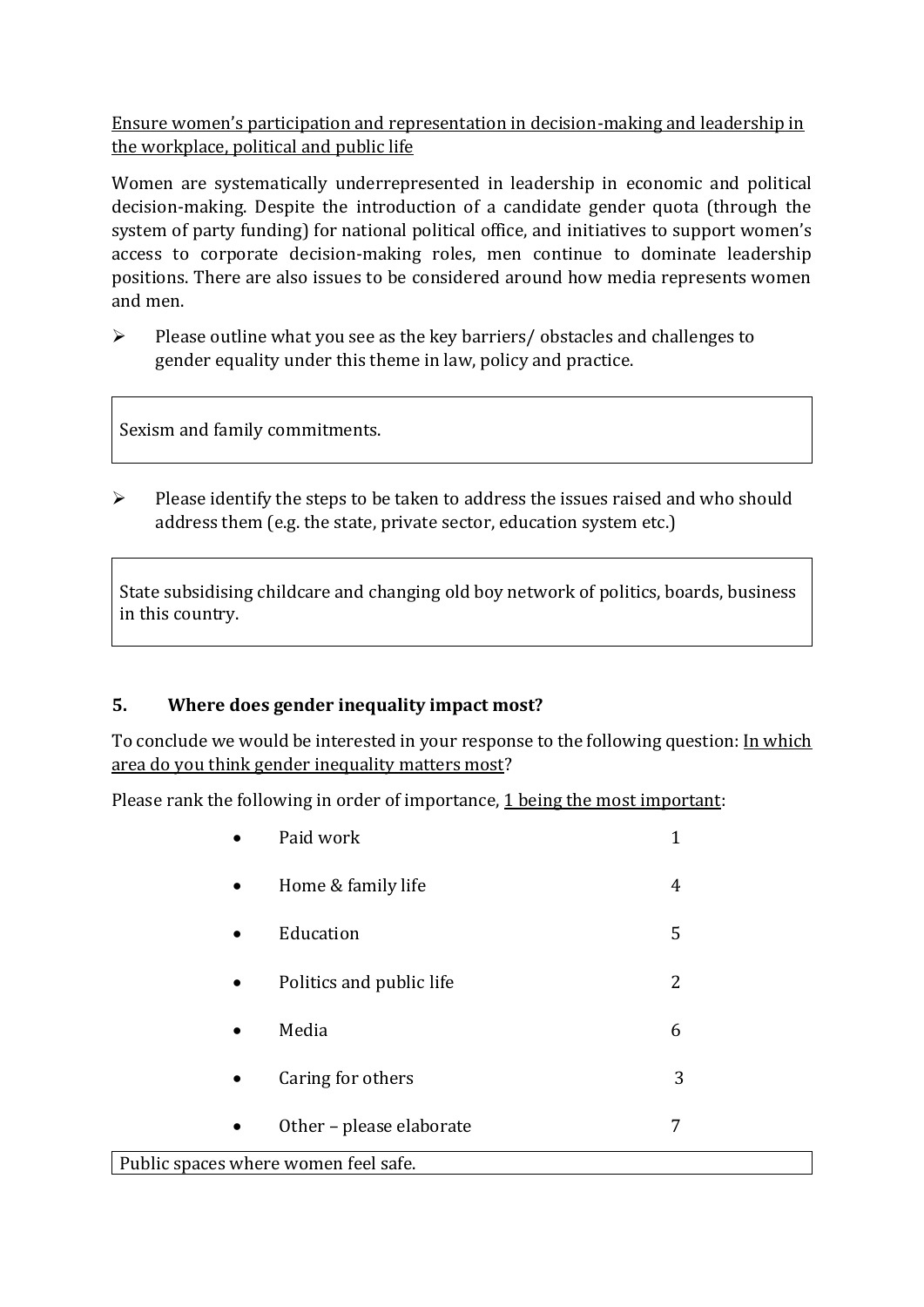<u>Ensure women's participation and representation in decision-making and leadership in the workplace, political and public life</u>

Women are systematically underrepresented in leadership in economic and political decision-making. Despite the introduction of a candidate gender quota (through the system of party funding) for national political office, and initiatives to support women's access to corporate decision-making roles, men continue to dominate leadership positions. There are also issues to be considered around how media represents women and men.

- Please outline what you see as the key barriers/ obstacles and challenges to gender equality under this theme in law, policy and practice.

> Sexism and family commitments.

- Please identify the steps to be taken to address the issues raised and who should address them (e.g. the state, private sector, education system etc.)

> State subsidising childcare and changing old boy network of politics, boards, business in this country.

### 5. Where does gender inequality impact most?

To conclude we would be interested in your response to the following question: <u>In which area do you think gender inequality matters most</u>?

Please rank the following in order of importance, <u>1 being the most important</u>:

| Area | Rank |
| --- | --- |
| Paid work | 1 |
| Home & family life | 4 |
| Education | 5 |
| Politics and public life | 2 |
| Media | 6 |
| Caring for others | 3 |
| Other – please elaborate | 7 |

> Public spaces where women feel safe.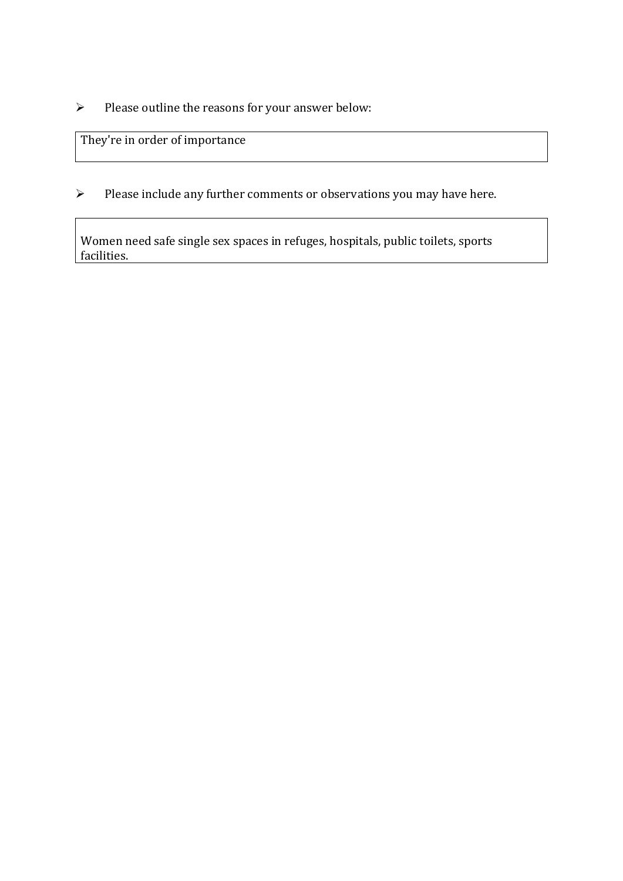- Please outline the reasons for your answer below:

They're in order of importance

- Please include any further comments or observations you may have here.

Women need safe single sex spaces in refuges, hospitals, public toilets, sports facilities.